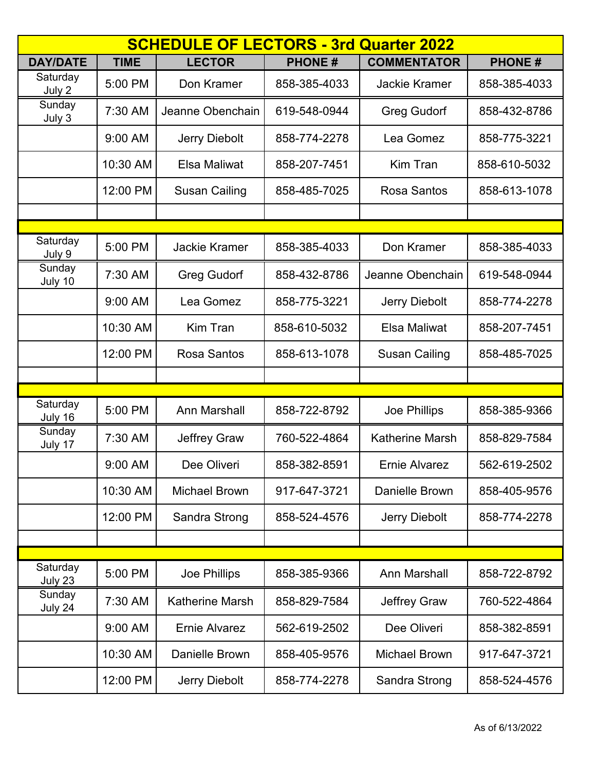# SCHEDULE OF LECTORS - 3rd Quarter 2022

| DAY/DATE | TIME | LECTOR | PHONE # | COMMENTATOR | PHONE # |
|---|---|---|---|---|---|
| Saturday July 2 | 5:00 PM | Don Kramer | 858-385-4033 | Jackie Kramer | 858-385-4033 |
| Sunday July 3 | 7:30 AM | Jeanne Obenchain | 619-548-0944 | Greg Gudorf | 858-432-8786 |
| | 9:00 AM | Jerry Diebolt | 858-774-2278 | Lea Gomez | 858-775-3221 |
| | 10:30 AM | Elsa Maliwat | 858-207-7451 | Kim Tran | 858-610-5032 |
| | 12:00 PM | Susan Cailing | 858-485-7025 | Rosa Santos | 858-613-1078 |
| | | | | | |
| Saturday July 9 | 5:00 PM | Jackie Kramer | 858-385-4033 | Don Kramer | 858-385-4033 |
| Sunday July 10 | 7:30 AM | Greg Gudorf | 858-432-8786 | Jeanne Obenchain | 619-548-0944 |
| | 9:00 AM | Lea Gomez | 858-775-3221 | Jerry Diebolt | 858-774-2278 |
| | 10:30 AM | Kim Tran | 858-610-5032 | Elsa Maliwat | 858-207-7451 |
| | 12:00 PM | Rosa Santos | 858-613-1078 | Susan Cailing | 858-485-7025 |
| | | | | | |
| Saturday July 16 | 5:00 PM | Ann Marshall | 858-722-8792 | Joe Phillips | 858-385-9366 |
| Sunday July 17 | 7:30 AM | Jeffrey Graw | 760-522-4864 | Katherine Marsh | 858-829-7584 |
| | 9:00 AM | Dee Oliveri | 858-382-8591 | Ernie Alvarez | 562-619-2502 |
| | 10:30 AM | Michael Brown | 917-647-3721 | Danielle Brown | 858-405-9576 |
| | 12:00 PM | Sandra Strong | 858-524-4576 | Jerry Diebolt | 858-774-2278 |
| | | | | | |
| Saturday July 23 | 5:00 PM | Joe Phillips | 858-385-9366 | Ann Marshall | 858-722-8792 |
| Sunday July 24 | 7:30 AM | Katherine Marsh | 858-829-7584 | Jeffrey Graw | 760-522-4864 |
| | 9:00 AM | Ernie Alvarez | 562-619-2502 | Dee Oliveri | 858-382-8591 |
| | 10:30 AM | Danielle Brown | 858-405-9576 | Michael Brown | 917-647-3721 |
| | 12:00 PM | Jerry Diebolt | 858-774-2278 | Sandra Strong | 858-524-4576 |

As of 6/13/2022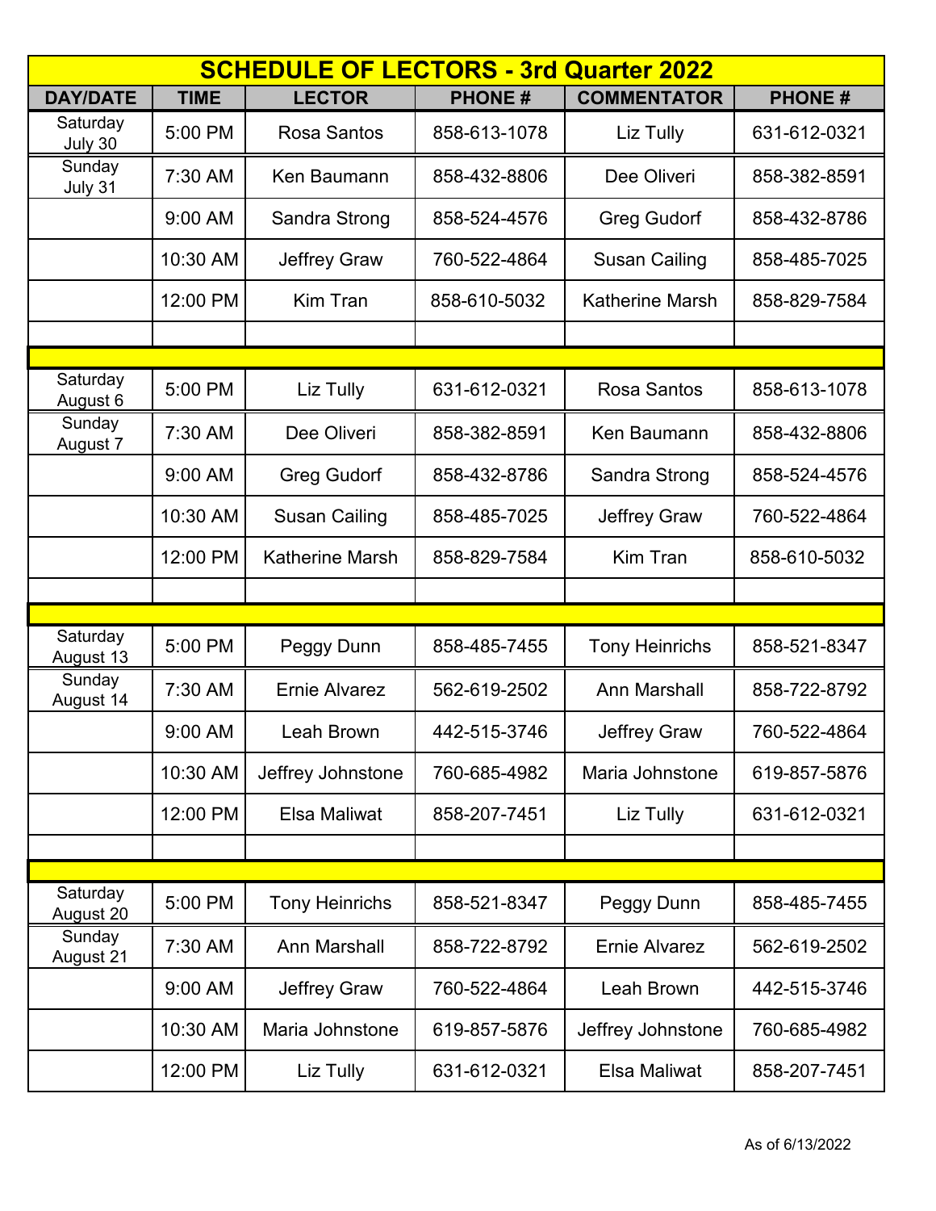# SCHEDULE OF LECTORS - 3rd Quarter 2022

| DAY/DATE | TIME | LECTOR | PHONE # | COMMENTATOR | PHONE # |
|---|---|---|---|---|---|
| Saturday July 30 | 5:00 PM | Rosa Santos | 858-613-1078 | Liz Tully | 631-612-0321 |
| Sunday July 31 | 7:30 AM | Ken Baumann | 858-432-8806 | Dee Oliveri | 858-382-8591 |
| | 9:00 AM | Sandra Strong | 858-524-4576 | Greg Gudorf | 858-432-8786 |
| | 10:30 AM | Jeffrey Graw | 760-522-4864 | Susan Cailing | 858-485-7025 |
| | 12:00 PM | Kim Tran | 858-610-5032 | Katherine Marsh | 858-829-7584 |
| | | | | | |
| Saturday August 6 | 5:00 PM | Liz Tully | 631-612-0321 | Rosa Santos | 858-613-1078 |
| Sunday August 7 | 7:30 AM | Dee Oliveri | 858-382-8591 | Ken Baumann | 858-432-8806 |
| | 9:00 AM | Greg Gudorf | 858-432-8786 | Sandra Strong | 858-524-4576 |
| | 10:30 AM | Susan Cailing | 858-485-7025 | Jeffrey Graw | 760-522-4864 |
| | 12:00 PM | Katherine Marsh | 858-829-7584 | Kim Tran | 858-610-5032 |
| | | | | | |
| Saturday August 13 | 5:00 PM | Peggy Dunn | 858-485-7455 | Tony Heinrichs | 858-521-8347 |
| Sunday August 14 | 7:30 AM | Ernie Alvarez | 562-619-2502 | Ann Marshall | 858-722-8792 |
| | 9:00 AM | Leah Brown | 442-515-3746 | Jeffrey Graw | 760-522-4864 |
| | 10:30 AM | Jeffrey Johnstone | 760-685-4982 | Maria Johnstone | 619-857-5876 |
| | 12:00 PM | Elsa Maliwat | 858-207-7451 | Liz Tully | 631-612-0321 |
| | | | | | |
| Saturday August 20 | 5:00 PM | Tony Heinrichs | 858-521-8347 | Peggy Dunn | 858-485-7455 |
| Sunday August 21 | 7:30 AM | Ann Marshall | 858-722-8792 | Ernie Alvarez | 562-619-2502 |
| | 9:00 AM | Jeffrey Graw | 760-522-4864 | Leah Brown | 442-515-3746 |
| | 10:30 AM | Maria Johnstone | 619-857-5876 | Jeffrey Johnstone | 760-685-4982 |
| | 12:00 PM | Liz Tully | 631-612-0321 | Elsa Maliwat | 858-207-7451 |

As of 6/13/2022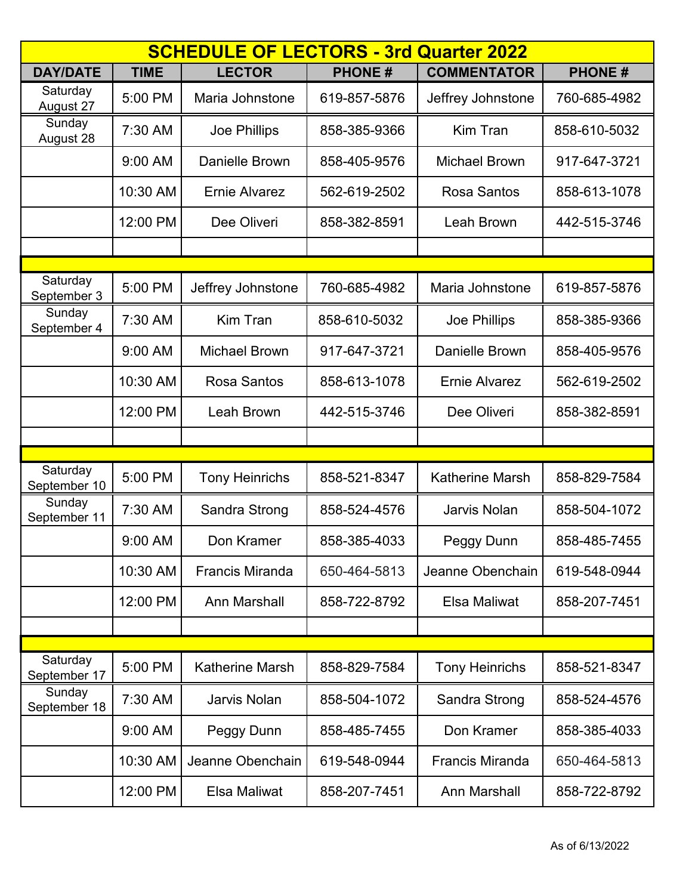| SCHEDULE OF LECTORS - 3rd Quarter 2022 | | | | | |
|---|---|---|---|---|---|
| **DAY/DATE** | **TIME** | **LECTOR** | **PHONE #** | **COMMENTATOR** | **PHONE #** |
| Saturday August 27 | 5:00 PM | Maria Johnstone | 619-857-5876 | Jeffrey Johnstone | 760-685-4982 |
| Sunday August 28 | 7:30 AM | Joe Phillips | 858-385-9366 | Kim Tran | 858-610-5032 |
| | 9:00 AM | Danielle Brown | 858-405-9576 | Michael Brown | 917-647-3721 |
| | 10:30 AM | Ernie Alvarez | 562-619-2502 | Rosa Santos | 858-613-1078 |
| | 12:00 PM | Dee Oliveri | 858-382-8591 | Leah Brown | 442-515-3746 |
| | | | | | |
| | | | | | |
| Saturday September 3 | 5:00 PM | Jeffrey Johnstone | 760-685-4982 | Maria Johnstone | 619-857-5876 |
| Sunday September 4 | 7:30 AM | Kim Tran | 858-610-5032 | Joe Phillips | 858-385-9366 |
| | 9:00 AM | Michael Brown | 917-647-3721 | Danielle Brown | 858-405-9576 |
| | 10:30 AM | Rosa Santos | 858-613-1078 | Ernie Alvarez | 562-619-2502 |
| | 12:00 PM | Leah Brown | 442-515-3746 | Dee Oliveri | 858-382-8591 |
| | | | | | |
| | | | | | |
| Saturday September 10 | 5:00 PM | Tony Heinrichs | 858-521-8347 | Katherine Marsh | 858-829-7584 |
| Sunday September 11 | 7:30 AM | Sandra Strong | 858-524-4576 | Jarvis Nolan | 858-504-1072 |
| | 9:00 AM | Don Kramer | 858-385-4033 | Peggy Dunn | 858-485-7455 |
| | 10:30 AM | Francis Miranda | 650-464-5813 | Jeanne Obenchain | 619-548-0944 |
| | 12:00 PM | Ann Marshall | 858-722-8792 | Elsa Maliwat | 858-207-7451 |
| | | | | | |
| | | | | | |
| Saturday September 17 | 5:00 PM | Katherine Marsh | 858-829-7584 | Tony Heinrichs | 858-521-8347 |
| Sunday September 18 | 7:30 AM | Jarvis Nolan | 858-504-1072 | Sandra Strong | 858-524-4576 |
| | 9:00 AM | Peggy Dunn | 858-485-7455 | Don Kramer | 858-385-4033 |
| | 10:30 AM | Jeanne Obenchain | 619-548-0944 | Francis Miranda | 650-464-5813 |
| | 12:00 PM | Elsa Maliwat | 858-207-7451 | Ann Marshall | 858-722-8792 |

As of 6/13/2022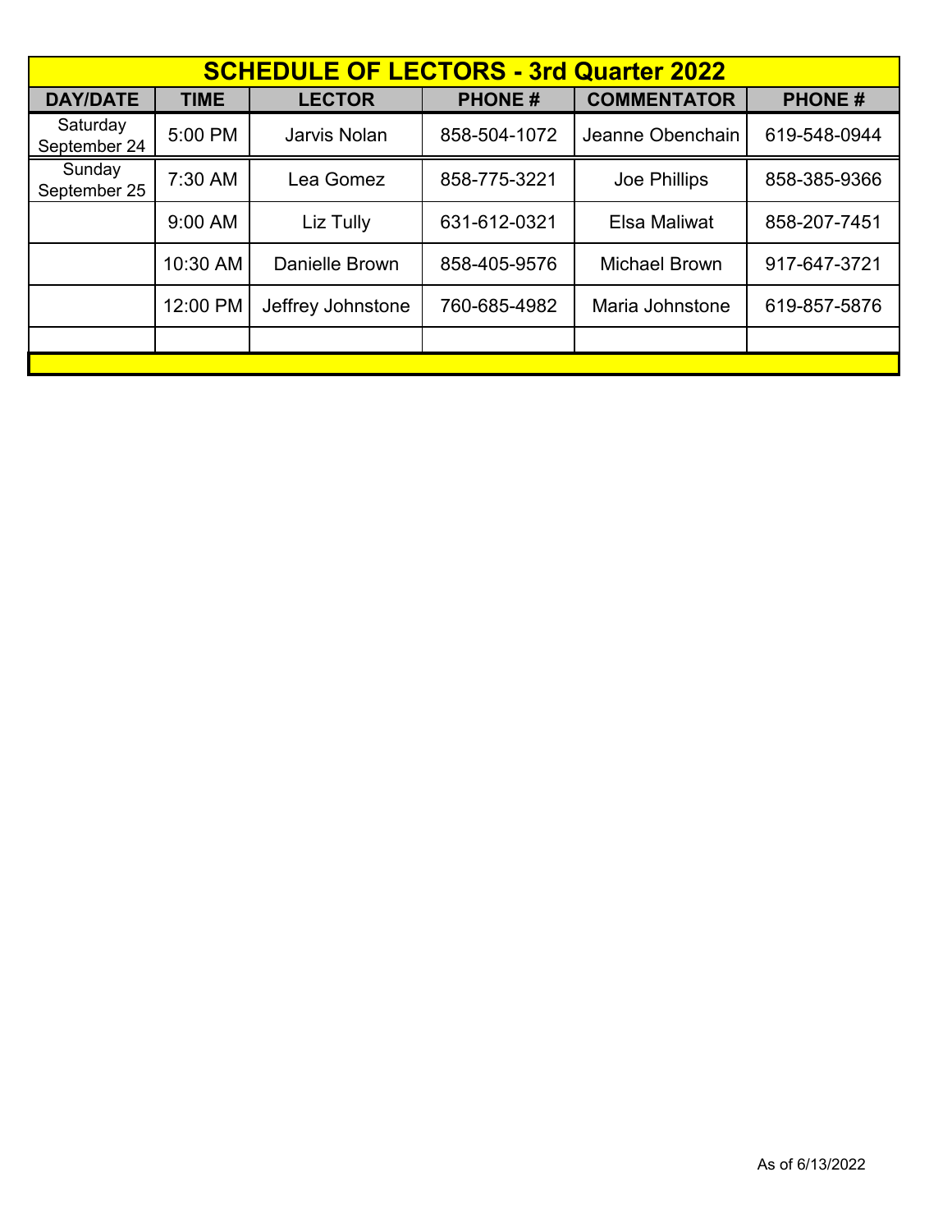| SCHEDULE OF LECTORS - 3rd Quarter 2022 | | | | | |
|---|---|---|---|---|---|
| **DAY/DATE** | **TIME** | **LECTOR** | **PHONE #** | **COMMENTATOR** | **PHONE #** |
| Saturday September 24 | 5:00 PM | Jarvis Nolan | 858-504-1072 | Jeanne Obenchain | 619-548-0944 |
| Sunday September 25 | 7:30 AM | Lea Gomez | 858-775-3221 | Joe Phillips | 858-385-9366 |
| | 9:00 AM | Liz Tully | 631-612-0321 | Elsa Maliwat | 858-207-7451 |
| | 10:30 AM | Danielle Brown | 858-405-9576 | Michael Brown | 917-647-3721 |
| | 12:00 PM | Jeffrey Johnstone | 760-685-4982 | Maria Johnstone | 619-857-5876 |
| | | | | | |

As of 6/13/2022